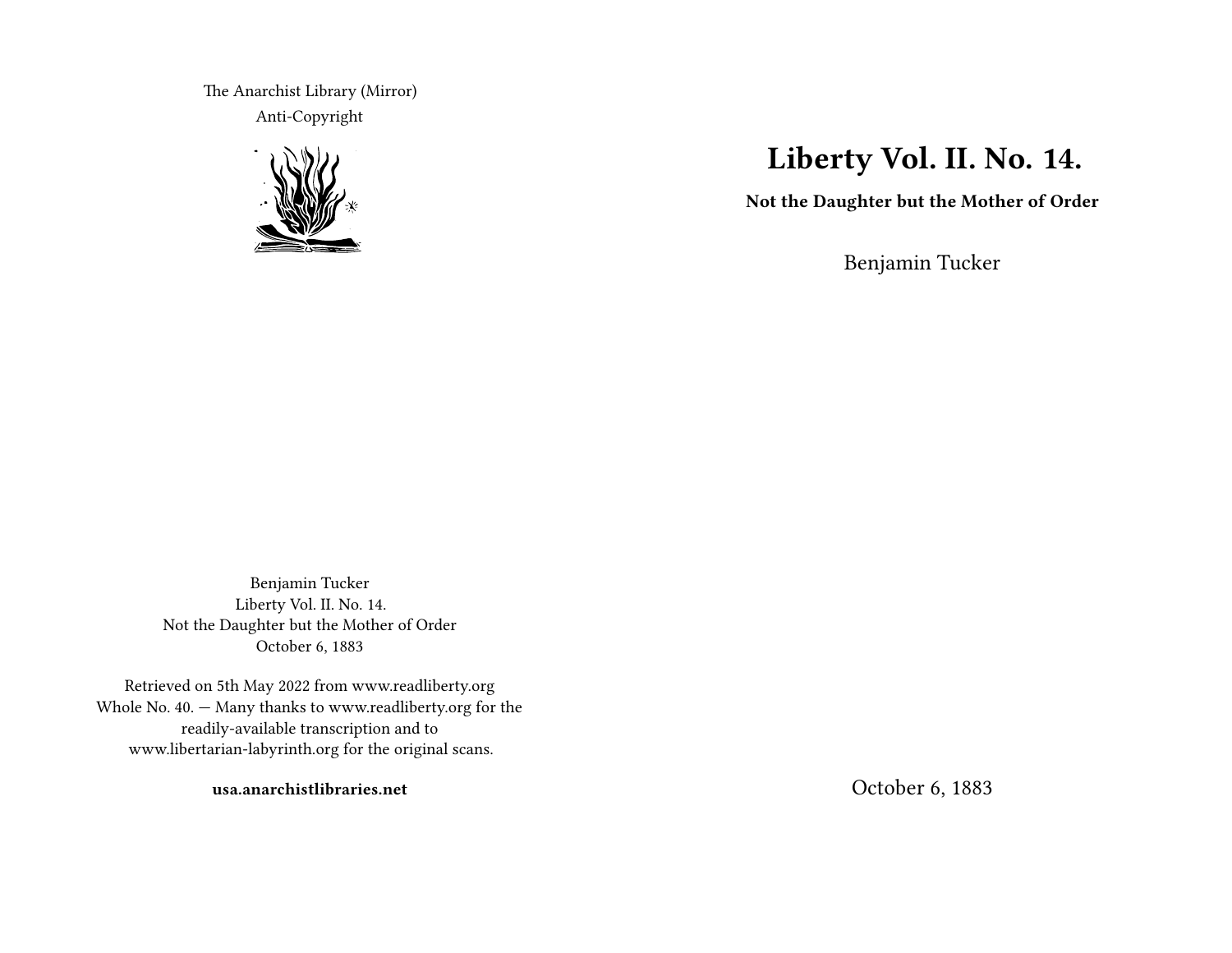The Anarchist Library (Mirror)
Anti-Copyright

# Liberty Vol. II. No. 14.

**Not the Daughter but the Mother of Order**

Benjamin Tucker

October 6, 1883

Benjamin Tucker
Liberty Vol. II. No. 14.
Not the Daughter but the Mother of Order
October 6, 1883

Retrieved on 5th May 2022 from www.readliberty.org
Whole No. 40. — Many thanks to www.readliberty.org for the readily-available transcription and to www.libertarian-labyrinth.org for the original scans.

**usa.anarchistlibraries.net**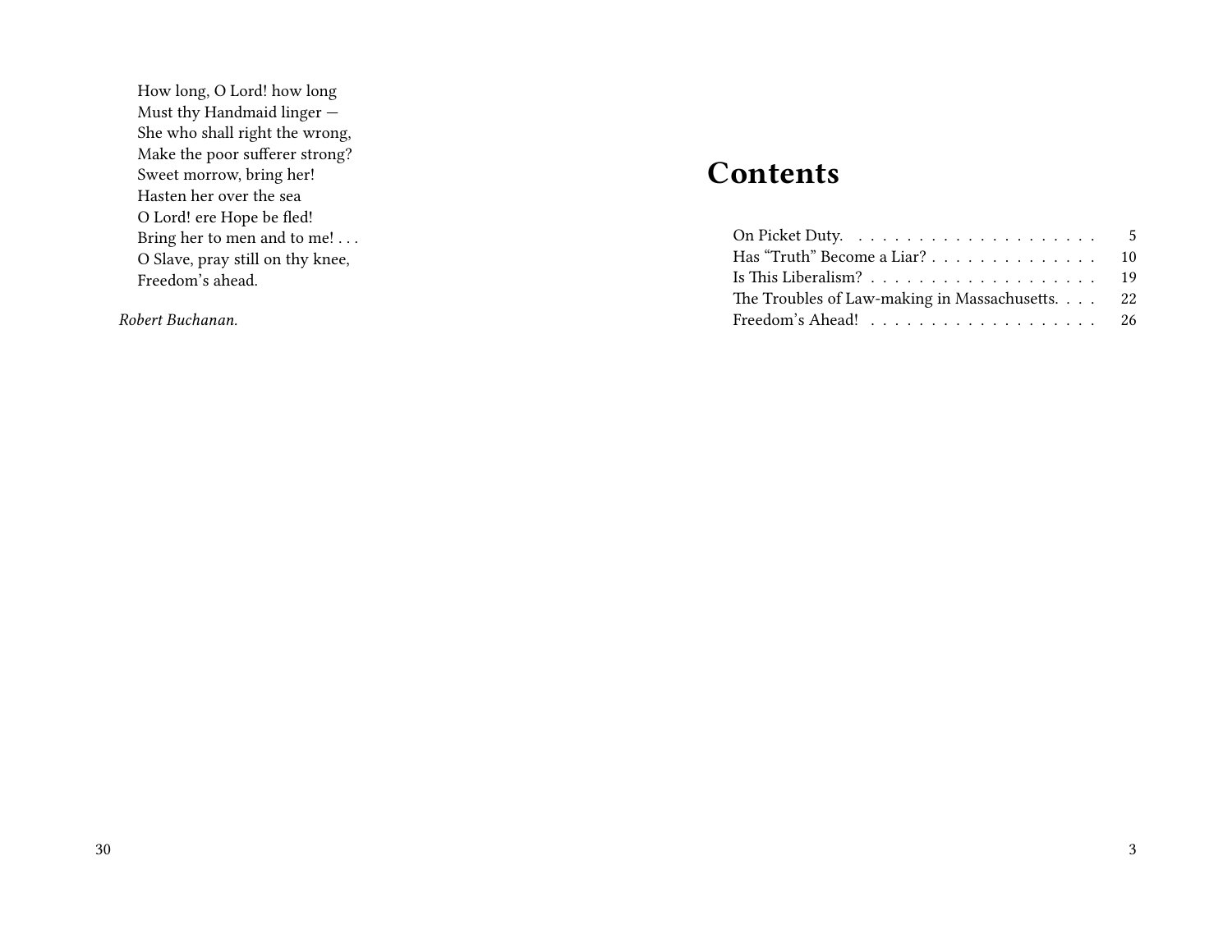How long, O Lord! how long  
Must thy Handmaid linger —  
She who shall right the wrong,  
Make the poor sufferer strong?  
Sweet morrow, bring her!  
Hasten her over the sea  
O Lord! ere Hope be fled!  
Bring her to men and to me! . . .  
O Slave, pray still on thy knee,  
Freedom's ahead.

*Robert Buchanan.*

# Contents

On Picket Duty. . . . . . . . . . . . . . . . . . . . . . 5  
Has "Truth" Become a Liar? . . . . . . . . . . . . . . . 10  
Is This Liberalism? . . . . . . . . . . . . . . . . . . . . 19  
The Troubles of Law-making in Massachusetts. . . . . 22  
Freedom's Ahead! . . . . . . . . . . . . . . . . . . . . 26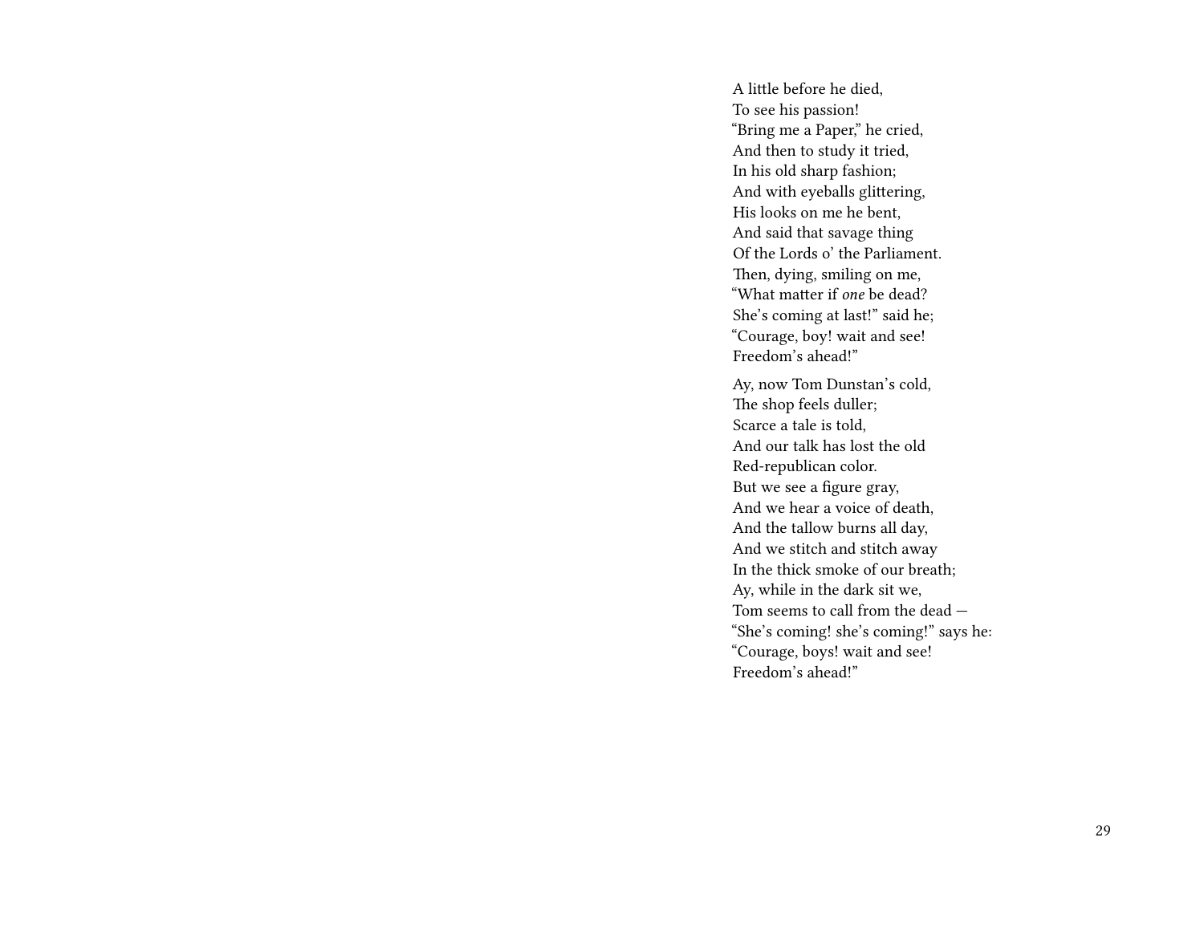A little before he died,  
To see his passion!  
"Bring me a Paper," he cried,  
And then to study it tried,  
In his old sharp fashion;  
And with eyeballs glittering,  
His looks on me he bent,  
And said that savage thing  
Of the Lords o' the Parliament.  
Then, dying, smiling on me,  
"What matter if *one* be dead?  
She's coming at last!" said he;  
"Courage, boy! wait and see!  
Freedom's ahead!"

Ay, now Tom Dunstan's cold,  
The shop feels duller;  
Scarce a tale is told,  
And our talk has lost the old  
Red-republican color.  
But we see a figure gray,  
And we hear a voice of death,  
And the tallow burns all day,  
And we stitch and stitch away  
In the thick smoke of our breath;  
Ay, while in the dark sit we,  
Tom seems to call from the dead —  
"She's coming! she's coming!" says he:  
"Courage, boys! wait and see!  
Freedom's ahead!"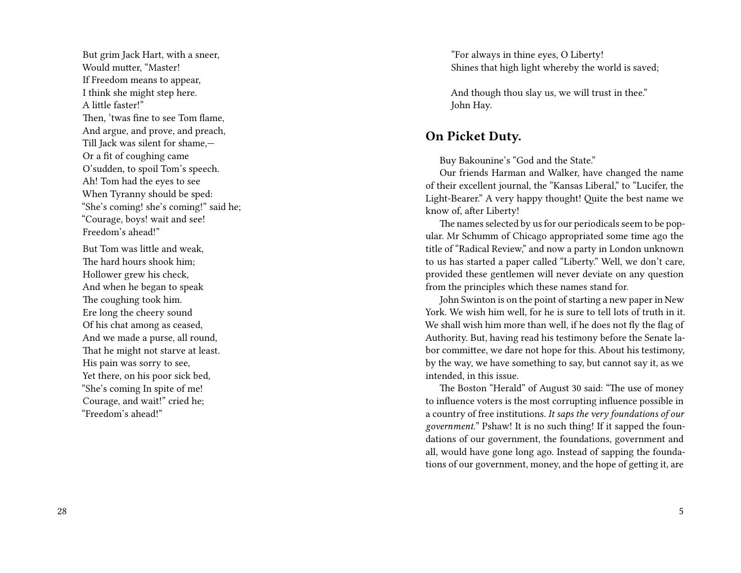But grim Jack Hart, with a sneer,
Would mutter, "Master!
If Freedom means to appear,
I think she might step here.
A little faster!"
Then, 'twas fine to see Tom flame,
And argue, and prove, and preach,
Till Jack was silent for shame,—
Or a fit of coughing came
O'sudden, to spoil Tom's speech.
Ah! Tom had the eyes to see
When Tyranny should be sped:
"She's coming! she's coming!" said he;
"Courage, boys! wait and see!
Freedom's ahead!"

But Tom was little and weak,
The hard hours shook him;
Hollower grew his check,
And when he began to speak
The coughing took him.
Ere long the cheery sound
Of his chat among as ceased,
And we made a purse, all round,
That he might not starve at least.
His pain was sorry to see,
Yet there, on his poor sick bed,
"She's coming In spite of me!
Courage, and wait!" cried he;
"Freedom's ahead!"

"For always in thine eyes, O Liberty!
Shines that high light whereby the world is saved;

And though thou slay us, we will trust in thee."
John Hay.

## On Picket Duty.

Buy Bakounine's "God and the State."

Our friends Harman and Walker, have changed the name of their excellent journal, the "Kansas Liberal," to "Lucifer, the Light-Bearer." A very happy thought! Quite the best name we know of, after Liberty!

The names selected by us for our periodicals seem to be popular. Mr Schumm of Chicago appropriated some time ago the title of "Radical Review," and now a party in London unknown to us has started a paper called "Liberty." Well, we don't care, provided these gentlemen will never deviate on any question from the principles which these names stand for.

John Swinton is on the point of starting a new paper in New York. We wish him well, for he is sure to tell lots of truth in it. We shall wish him more than well, if he does not fly the flag of Authority. But, having read his testimony before the Senate labor committee, we dare not hope for this. About his testimony, by the way, we have something to say, but cannot say it, as we intended, in this issue.

The Boston "Herald" of August 30 said: "The use of money to influence voters is the most corrupting influence possible in a country of free institutions. *It saps the very foundations of our government.*" Pshaw! It is no such thing! If it sapped the foundations of our government, the foundations, government and all, would have gone long ago. Instead of sapping the foundations of our government, money, and the hope of getting it, are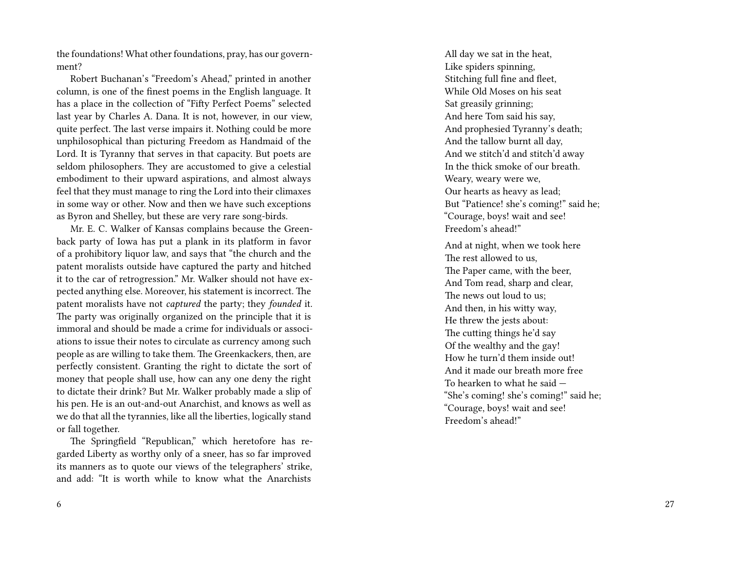the foundations! What other foundations, pray, has our government?

Robert Buchanan's "Freedom's Ahead," printed in another column, is one of the finest poems in the English language. It has a place in the collection of "Fifty Perfect Poems" selected last year by Charles A. Dana. It is not, however, in our view, quite perfect. The last verse impairs it. Nothing could be more unphilosophical than picturing Freedom as Handmaid of the Lord. It is Tyranny that serves in that capacity. But poets are seldom philosophers. They are accustomed to give a celestial embodiment to their upward aspirations, and almost always feel that they must manage to ring the Lord into their climaxes in some way or other. Now and then we have such exceptions as Byron and Shelley, but these are very rare song-birds.

Mr. E. C. Walker of Kansas complains because the Greenback party of Iowa has put a plank in its platform in favor of a prohibitory liquor law, and says that "the church and the patent moralists outside have captured the party and hitched it to the car of retrogression." Mr. Walker should not have expected anything else. Moreover, his statement is incorrect. The patent moralists have not *captured* the party; they *founded* it. The party was originally organized on the principle that it is immoral and should be made a crime for individuals or associations to issue their notes to circulate as currency among such people as are willing to take them. The Greenkackers, then, are perfectly consistent. Granting the right to dictate the sort of money that people shall use, how can any one deny the right to dictate their drink? But Mr. Walker probably made a slip of his pen. He is an out-and-out Anarchist, and knows as well as we do that all the tyrannies, like all the liberties, logically stand or fall together.

The Springfield "Republican," which heretofore has regarded Liberty as worthy only of a sneer, has so far improved its manners as to quote our views of the telegraphers' strike, and add: "It is worth while to know what the Anarchists

All day we sat in the heat,
Like spiders spinning,
Stitching full fine and fleet,
While Old Moses on his seat
Sat greasily grinning;
And here Tom said his say,
And prophesied Tyranny's death;
And the tallow burnt all day,
And we stitch'd and stitch'd away
In the thick smoke of our breath.
Weary, weary were we,
Our hearts as heavy as lead;
But "Patience! she's coming!" said he;
"Courage, boys! wait and see!
Freedom's ahead!"

And at night, when we took here
The rest allowed to us,
The Paper came, with the beer,
And Tom read, sharp and clear,
The news out loud to us;
And then, in his witty way,
He threw the jests about:
The cutting things he'd say
Of the wealthy and the gay!
How he turn'd them inside out!
And it made our breath more free
To hearken to what he said —
"She's coming! she's coming!" said he;
"Courage, boys! wait and see!
Freedom's ahead!"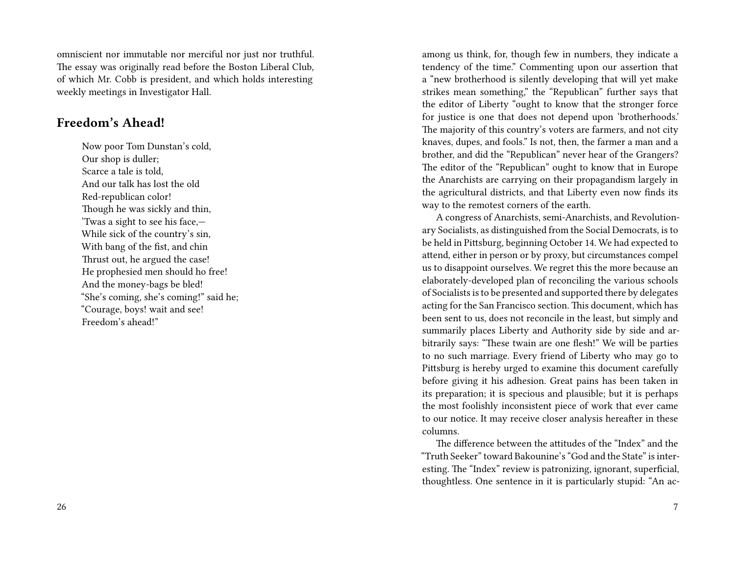omniscient nor immutable nor merciful nor just nor truthful. The essay was originally read before the Boston Liberal Club, of which Mr. Cobb is president, and which holds interesting weekly meetings in Investigator Hall.

## Freedom's Ahead!

> Now poor Tom Dunstan's cold,
> Our shop is duller;
> Scarce a tale is told,
> And our talk has lost the old
> Red-republican color!
> Though he was sickly and thin,
> 'Twas a sight to see his face,—
> While sick of the country's sin,
> With bang of the fist, and chin
> Thrust out, he argued the case!
> He prophesied men should ho free!
> And the money-bags be bled!
> "She's coming, she's coming!" said he;
> "Courage, boys! wait and see!
> Freedom's ahead!"

among us think, for, though few in numbers, they indicate a tendency of the time." Commenting upon our assertion that a "new brotherhood is silently developing that will yet make strikes mean something," the "Republican" further says that the editor of Liberty "ought to know that the stronger force for justice is one that does not depend upon 'brotherhoods.' The majority of this country's voters are farmers, and not city knaves, dupes, and fools." Is not, then, the farmer a man and a brother, and did the "Republican" never hear of the Grangers? The editor of the "Republican" ought to know that in Europe the Anarchists are carrying on their propagandism largely in the agricultural districts, and that Liberty even now finds its way to the remotest corners of the earth.

A congress of Anarchists, semi-Anarchists, and Revolutionary Socialists, as distinguished from the Social Democrats, is to be held in Pittsburg, beginning October 14. We had expected to attend, either in person or by proxy, but circumstances compel us to disappoint ourselves. We regret this the more because an elaborately-developed plan of reconciling the various schools of Socialists is to be presented and supported there by delegates acting for the San Francisco section. This document, which has been sent to us, does not reconcile in the least, but simply and summarily places Liberty and Authority side by side and arbitrarily says: "These twain are one flesh!" We will be parties to no such marriage. Every friend of Liberty who may go to Pittsburg is hereby urged to examine this document carefully before giving it his adhesion. Great pains has been taken in its preparation; it is specious and plausible; but it is perhaps the most foolishly inconsistent piece of work that ever came to our notice. It may receive closer analysis hereafter in these columns.

The difference between the attitudes of the "Index" and the "Truth Seeker" toward Bakounine's "God and the State" is interesting. The "Index" review is patronizing, ignorant, superficial, thoughtless. One sentence in it is particularly stupid: "An ac-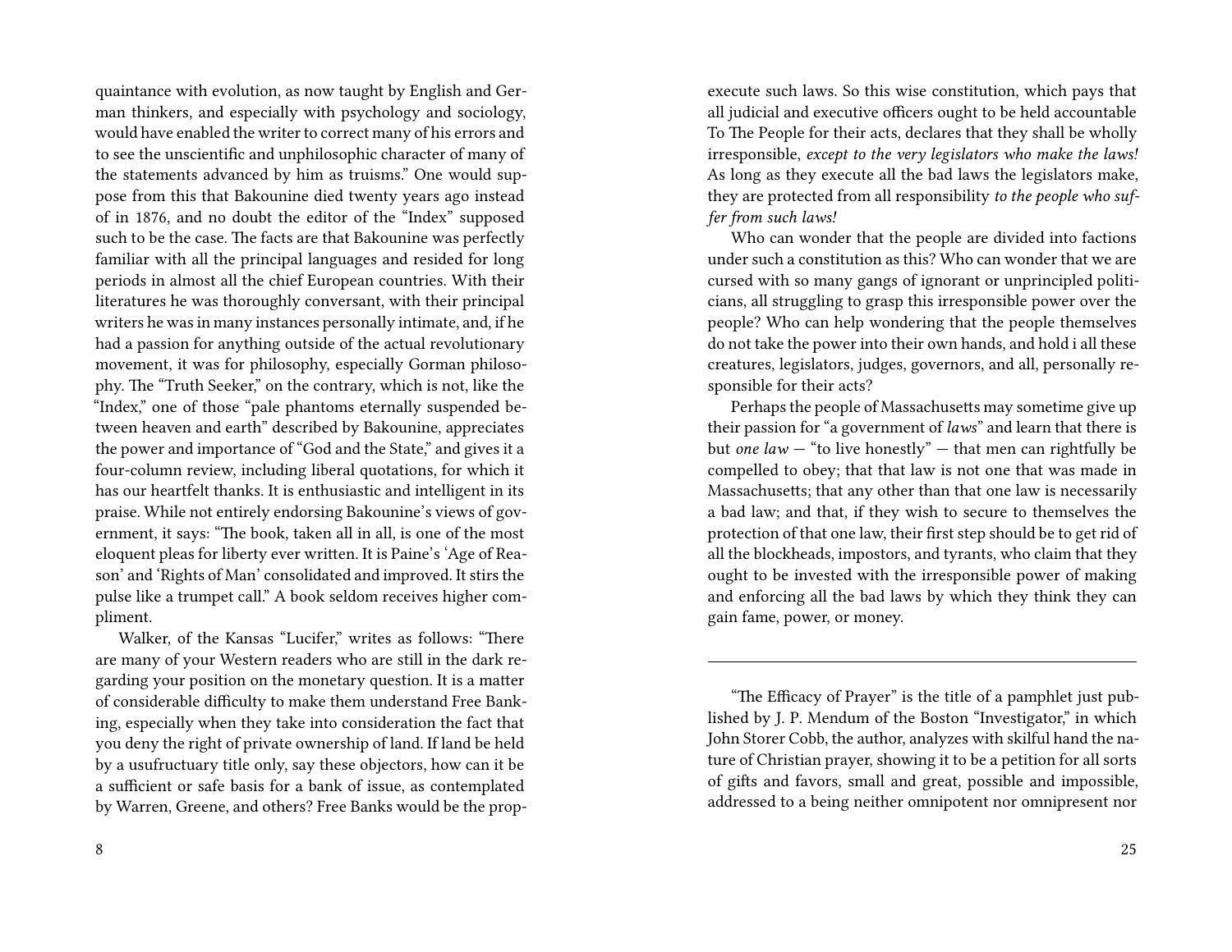quaintance with evolution, as now taught by English and German thinkers, and especially with psychology and sociology, would have enabled the writer to correct many of his errors and to see the unscientific and unphilosophic character of many of the statements advanced by him as truisms." One would suppose from this that Bakounine died twenty years ago instead of in 1876, and no doubt the editor of the "Index" supposed such to be the case. The facts are that Bakounine was perfectly familiar with all the principal languages and resided for long periods in almost all the chief European countries. With their literatures he was thoroughly conversant, with their principal writers he was in many instances personally intimate, and, if he had a passion for anything outside of the actual revolutionary movement, it was for philosophy, especially Gorman philosophy. The "Truth Seeker," on the contrary, which is not, like the "Index," one of those "pale phantoms eternally suspended between heaven and earth" described by Bakounine, appreciates the power and importance of "God and the State," and gives it a four-column review, including liberal quotations, for which it has our heartfelt thanks. It is enthusiastic and intelligent in its praise. While not entirely endorsing Bakounine's views of government, it says: "The book, taken all in all, is one of the most eloquent pleas for liberty ever written. It is Paine's 'Age of Reason' and 'Rights of Man' consolidated and improved. It stirs the pulse like a trumpet call." A book seldom receives higher compliment.

Walker, of the Kansas "Lucifer," writes as follows: "There are many of your Western readers who are still in the dark regarding your position on the monetary question. It is a matter of considerable difficulty to make them understand Free Banking, especially when they take into consideration the fact that you deny the right of private ownership of land. If land be held by a usufructuary title only, say these objectors, how can it be a sufficient or safe basis for a bank of issue, as contemplated by Warren, Greene, and others? Free Banks would be the prop-

execute such laws. So this wise constitution, which pays that all judicial and executive officers ought to be held accountable To The People for their acts, declares that they shall be wholly irresponsible, *except to the very legislators who make the laws!* As long as they execute all the bad laws the legislators make, they are protected from all responsibility *to the people who suffer from such laws!*

Who can wonder that the people are divided into factions under such a constitution as this? Who can wonder that we are cursed with so many gangs of ignorant or unprincipled politicians, all struggling to grasp this irresponsible power over the people? Who can help wondering that the people themselves do not take the power into their own hands, and hold i all these creatures, legislators, judges, governors, and all, personally responsible for their acts?

Perhaps the people of Massachusetts may sometime give up their passion for "a government of *laws*" and learn that there is but *one law* — "to live honestly" — that men can rightfully be compelled to obey; that that law is not one that was made in Massachusetts; that any other than that one law is necessarily a bad law; and that, if they wish to secure to themselves the protection of that one law, their first step should be to get rid of all the blockheads, impostors, and tyrants, who claim that they ought to be invested with the irresponsible power of making and enforcing all the bad laws by which they think they can gain fame, power, or money.

---

"The Efficacy of Prayer" is the title of a pamphlet just published by J. P. Mendum of the Boston "Investigator," in which John Storer Cobb, the author, analyzes with skilful hand the nature of Christian prayer, showing it to be a petition for all sorts of gifts and favors, small and great, possible and impossible, addressed to a being neither omnipotent nor omnipresent nor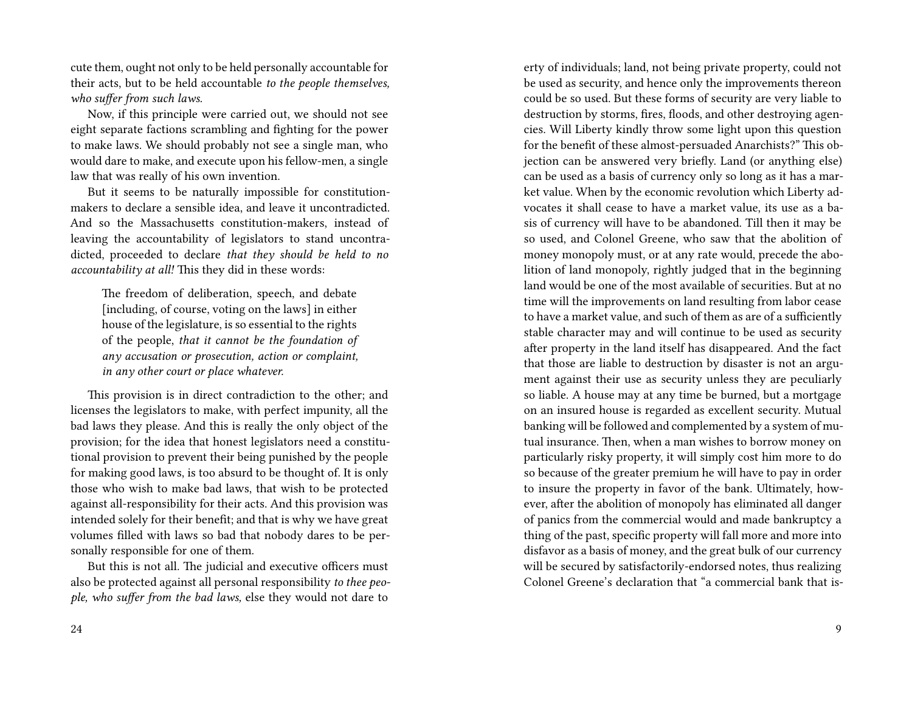cute them, ought not only to be held personally accountable for their acts, but to be held accountable *to the people themselves, who suffer from such laws.*

Now, if this principle were carried out, we should not see eight separate factions scrambling and fighting for the power to make laws. We should probably not see a single man, who would dare to make, and execute upon his fellow-men, a single law that was really of his own invention.

But it seems to be naturally impossible for constitution-makers to declare a sensible idea, and leave it uncontradicted. And so the Massachusetts constitution-makers, instead of leaving the accountability of legislators to stand uncontradicted, proceeded to declare *that they should be held to no accountability at all!* This they did in these words:

> The freedom of deliberation, speech, and debate [including, of course, voting on the laws] in either house of the legislature, is so essential to the rights of the people, *that it cannot be the foundation of any accusation or prosecution, action or complaint, in any other court or place whatever.*

This provision is in direct contradiction to the other; and licenses the legislators to make, with perfect impunity, all the bad laws they please. And this is really the only object of the provision; for the idea that honest legislators need a constitutional provision to prevent their being punished by the people for making good laws, is too absurd to be thought of. It is only those who wish to make bad laws, that wish to be protected against all-responsibility for their acts. And this provision was intended solely for their benefit; and that is why we have great volumes filled with laws so bad that nobody dares to be personally responsible for one of them.

But this is not all. The judicial and executive officers must also be protected against all personal responsibility *to thee people, who suffer from the bad laws,* else they would not dare to

erty of individuals; land, not being private property, could not be used as security, and hence only the improvements thereon could be so used. But these forms of security are very liable to destruction by storms, fires, floods, and other destroying agencies. Will Liberty kindly throw some light upon this question for the benefit of these almost-persuaded Anarchists?" This objection can be answered very briefly. Land (or anything else) can be used as a basis of currency only so long as it has a market value. When by the economic revolution which Liberty advocates it shall cease to have a market value, its use as a basis of currency will have to be abandoned. Till then it may be so used, and Colonel Greene, who saw that the abolition of money monopoly must, or at any rate would, precede the abolition of land monopoly, rightly judged that in the beginning land would be one of the most available of securities. But at no time will the improvements on land resulting from labor cease to have a market value, and such of them as are of a sufficiently stable character may and will continue to be used as security after property in the land itself has disappeared. And the fact that those are liable to destruction by disaster is not an argument against their use as security unless they are peculiarly so liable. A house may at any time be burned, but a mortgage on an insured house is regarded as excellent security. Mutual banking will be followed and complemented by a system of mutual insurance. Then, when a man wishes to borrow money on particularly risky property, it will simply cost him more to do so because of the greater premium he will have to pay in order to insure the property in favor of the bank. Ultimately, however, after the abolition of monopoly has eliminated all danger of panics from the commercial would and made bankruptcy a thing of the past, specific property will fall more and more into disfavor as a basis of money, and the great bulk of our currency will be secured by satisfactorily-endorsed notes, thus realizing Colonel Greene's declaration that "a commercial bank that is-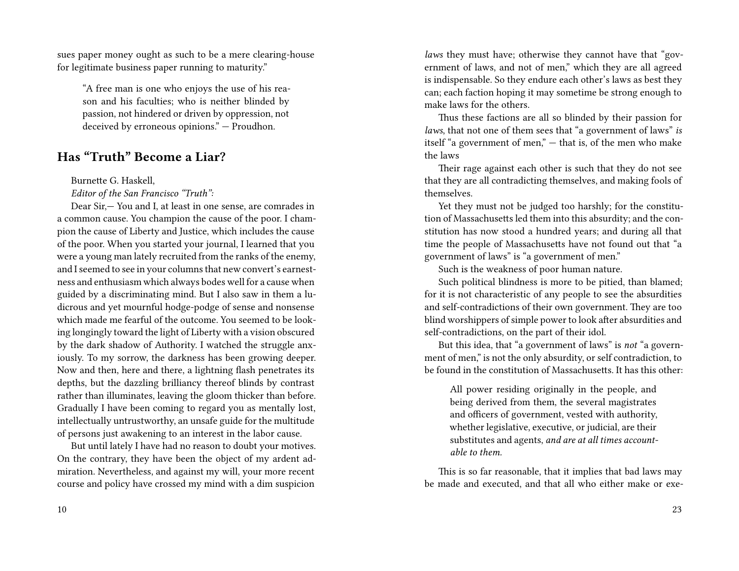sues paper money ought as such to be a mere clearing-house for legitimate business paper running to maturity."

> "A free man is one who enjoys the use of his reason and his faculties; who is neither blinded by passion, not hindered or driven by oppression, not deceived by erroneous opinions." — Proudhon.

## Has "Truth" Become a Liar?

Burnette G. Haskell,

*Editor of the San Francisco "Truth":*

Dear Sir,— You and I, at least in one sense, are comrades in a common cause. You champion the cause of the poor. I champion the cause of Liberty and Justice, which includes the cause of the poor. When you started your journal, I learned that you were a young man lately recruited from the ranks of the enemy, and I seemed to see in your columns that new convert's earnestness and enthusiasm which always bodes well for a cause when guided by a discriminating mind. But I also saw in them a ludicrous and yet mournful hodge-podge of sense and nonsense which made me fearful of the outcome. You seemed to be looking longingly toward the light of Liberty with a vision obscured by the dark shadow of Authority. I watched the struggle anxiously. To my sorrow, the darkness has been growing deeper. Now and then, here and there, a lightning flash penetrates its depths, but the dazzling brilliancy thereof blinds by contrast rather than illuminates, leaving the gloom thicker than before. Gradually I have been coming to regard you as mentally lost, intellectually untrustworthy, an unsafe guide for the multitude of persons just awakening to an interest in the labor cause.

But until lately I have had no reason to doubt your motives. On the contrary, they have been the object of my ardent admiration. Nevertheless, and against my will, your more recent course and policy have crossed my mind with a dim suspicion

*laws* they must have; otherwise they cannot have that "government of laws, and not of men," which they are all agreed is indispensable. So they endure each other's laws as best they can; each faction hoping it may sometime be strong enough to make laws for the others.

Thus these factions are all so blinded by their passion for *laws*, that not one of them sees that "a government of laws" *is* itself "a government of men," — that is, of the men who make the laws

Their rage against each other is such that they do not see that they are all contradicting themselves, and making fools of themselves.

Yet they must not be judged too harshly; for the constitution of Massachusetts led them into this absurdity; and the constitution has now stood a hundred years; and during all that time the people of Massachusetts have not found out that "a government of laws" is "a government of men."

Such is the weakness of poor human nature.

Such political blindness is more to be pitied, than blamed; for it is not characteristic of any people to see the absurdities and self-contradictions of their own government. They are too blind worshippers of simple power to look after absurdities and self-contradictions, on the part of their idol.

But this idea, that "a government of laws" is *not* "a government of men," is not the only absurdity, or self contradiction, to be found in the constitution of Massachusetts. It has this other:

> All power residing originally in the people, and being derived from them, the several magistrates and officers of government, vested with authority, whether legislative, executive, or judicial, are their substitutes and agents, *and are at all times accountable to them.*

This is so far reasonable, that it implies that bad laws may be made and executed, and that all who either make or exe-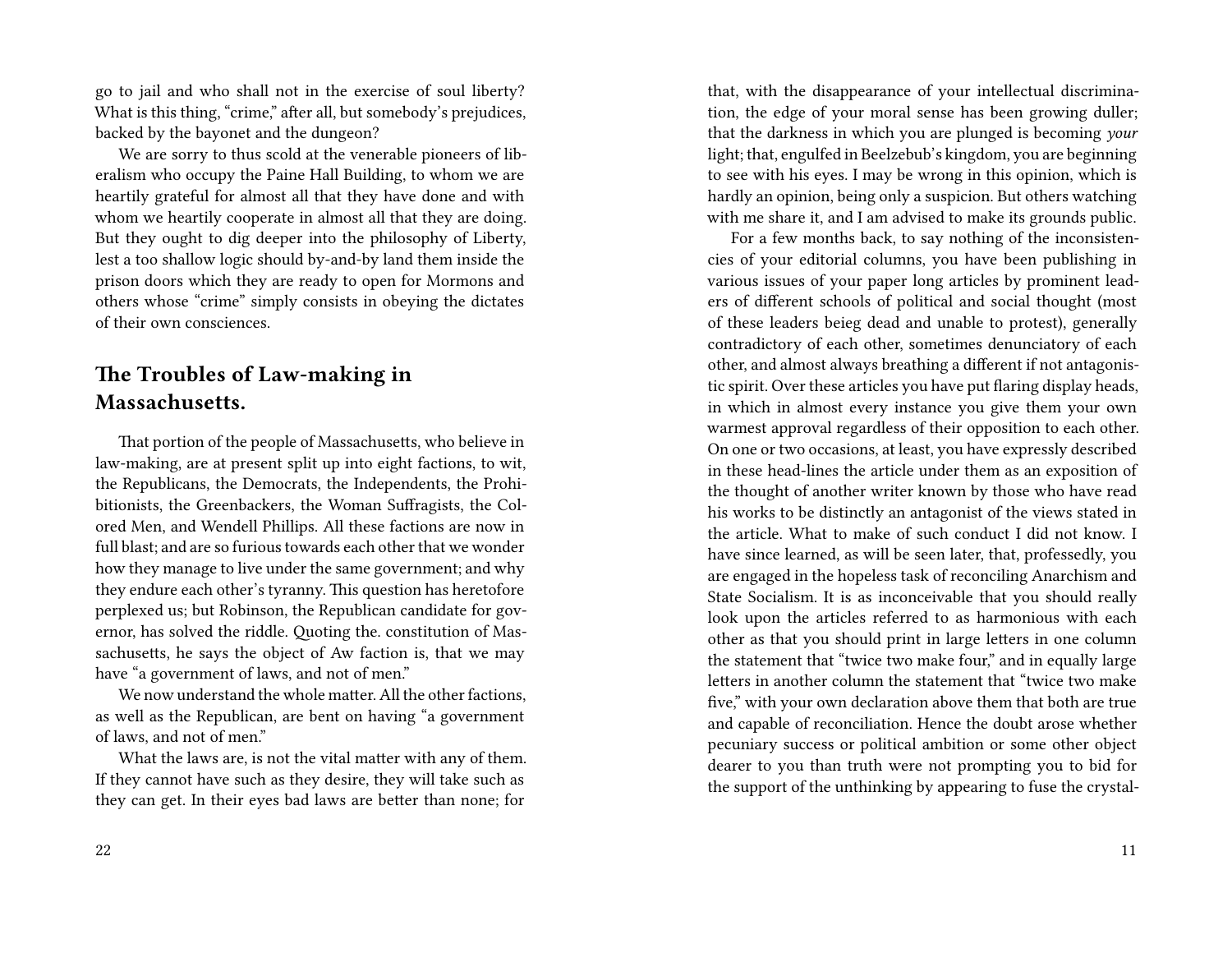go to jail and who shall not in the exercise of soul liberty? What is this thing, "crime," after all, but somebody's prejudices, backed by the bayonet and the dungeon?

We are sorry to thus scold at the venerable pioneers of liberalism who occupy the Paine Hall Building, to whom we are heartily grateful for almost all that they have done and with whom we heartily cooperate in almost all that they are doing. But they ought to dig deeper into the philosophy of Liberty, lest a too shallow logic should by-and-by land them inside the prison doors which they are ready to open for Mormons and others whose "crime" simply consists in obeying the dictates of their own consciences.

## The Troubles of Law-making in Massachusetts.

That portion of the people of Massachusetts, who believe in law-making, are at present split up into eight factions, to wit, the Republicans, the Democrats, the Independents, the Prohibitionists, the Greenbackers, the Woman Suffragists, the Colored Men, and Wendell Phillips. All these factions are now in full blast; and are so furious towards each other that we wonder how they manage to live under the same government; and why they endure each other's tyranny. This question has heretofore perplexed us; but Robinson, the Republican candidate for governor, has solved the riddle. Quoting the. constitution of Massachusetts, he says the object of Aw faction is, that we may have "a government of laws, and not of men."

We now understand the whole matter. All the other factions, as well as the Republican, are bent on having "a government of laws, and not of men."

What the laws are, is not the vital matter with any of them. If they cannot have such as they desire, they will take such as they can get. In their eyes bad laws are better than none; for

that, with the disappearance of your intellectual discrimination, the edge of your moral sense has been growing duller; that the darkness in which you are plunged is becoming *your* light; that, engulfed in Beelzebub's kingdom, you are beginning to see with his eyes. I may be wrong in this opinion, which is hardly an opinion, being only a suspicion. But others watching with me share it, and I am advised to make its grounds public.

For a few months back, to say nothing of the inconsistencies of your editorial columns, you have been publishing in various issues of your paper long articles by prominent leaders of different schools of political and social thought (most of these leaders beieg dead and unable to protest), generally contradictory of each other, sometimes denunciatory of each other, and almost always breathing a different if not antagonistic spirit. Over these articles you have put flaring display heads, in which in almost every instance you give them your own warmest approval regardless of their opposition to each other. On one or two occasions, at least, you have expressly described in these head-lines the article under them as an exposition of the thought of another writer known by those who have read his works to be distinctly an antagonist of the views stated in the article. What to make of such conduct I did not know. I have since learned, as will be seen later, that, professedly, you are engaged in the hopeless task of reconciling Anarchism and State Socialism. It is as inconceivable that you should really look upon the articles referred to as harmonious with each other as that you should print in large letters in one column the statement that "twice two make four," and in equally large letters in another column the statement that "twice two make five," with your own declaration above them that both are true and capable of reconciliation. Hence the doubt arose whether pecuniary success or political ambition or some other object dearer to you than truth were not prompting you to bid for the support of the unthinking by appearing to fuse the crystal-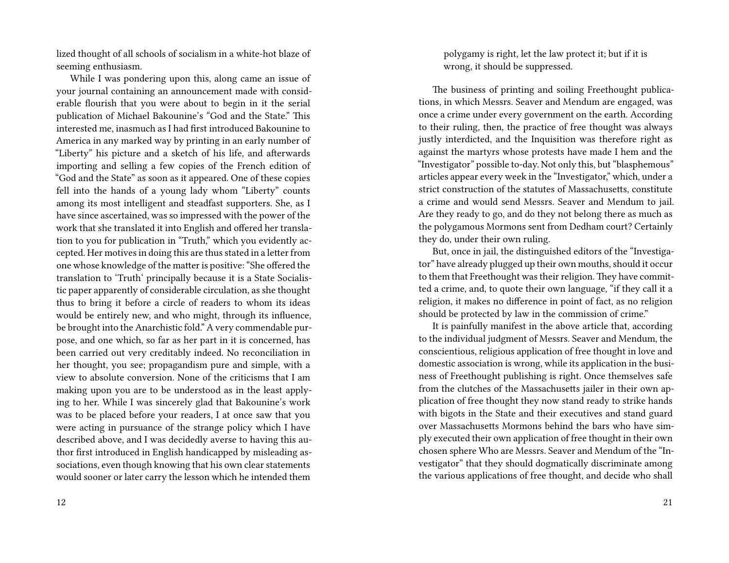lized thought of all schools of socialism in a white-hot blaze of seeming enthusiasm.

While I was pondering upon this, along came an issue of your journal containing an announcement made with considerable flourish that you were about to begin in it the serial publication of Michael Bakounine's "God and the State." This interested me, inasmuch as I had first introduced Bakounine to America in any marked way by printing in an early number of "Liberty" his picture and a sketch of his life, and afterwards importing and selling a few copies of the French edition of "God and the State" as soon as it appeared. One of these copies fell into the hands of a young lady whom "Liberty" counts among its most intelligent and steadfast supporters. She, as I have since ascertained, was so impressed with the power of the work that she translated it into English and offered her translation to you for publication in "Truth," which you evidently accepted. Her motives in doing this are thus stated in a letter from one whose knowledge of the matter is positive: "She offered the translation to 'Truth' principally because it is a State Socialistic paper apparently of considerable circulation, as she thought thus to bring it before a circle of readers to whom its ideas would be entirely new, and who might, through its influence, be brought into the Anarchistic fold." A very commendable purpose, and one which, so far as her part in it is concerned, has been carried out very creditably indeed. No reconciliation in her thought, you see; propagandism pure and simple, with a view to absolute conversion. None of the criticisms that I am making upon you are to be understood as in the least applying to her. While I was sincerely glad that Bakounine's work was to be placed before your readers, I at once saw that you were acting in pursuance of the strange policy which I have described above, and I was decidedly averse to having this author first introduced in English handicapped by misleading associations, even though knowing that his own clear statements would sooner or later carry the lesson which he intended them

> polygamy is right, let the law protect it; but if it is wrong, it should be suppressed.

The business of printing and soiling Freethought publications, in which Messrs. Seaver and Mendum are engaged, was once a crime under every government on the earth. According to their ruling, then, the practice of free thought was always justly interdicted, and the Inquisition was therefore right as against the martyrs whose protests have made I hem and the "Investigator" possible to-day. Not only this, but "blasphemous" articles appear every week in the "Investigator," which, under a strict construction of the statutes of Massachusetts, constitute a crime and would send Messrs. Seaver and Mendum to jail. Are they ready to go, and do they not belong there as much as the polygamous Mormons sent from Dedham court? Certainly they do, under their own ruling.

But, once in jail, the distinguished editors of the "Investigator" have already plugged up their own mouths, should it occur to them that Freethought was their religion. They have committed a crime, and, to quote their own language, "if they call it a religion, it makes no difference in point of fact, as no religion should be protected by law in the commission of crime."

It is painfully manifest in the above article that, according to the individual judgment of Messrs. Seaver and Mendum, the conscientious, religious application of free thought in love and domestic association is wrong, while its application in the business of Freethought publishing is right. Once themselves safe from the clutches of the Massachusetts jailer in their own application of free thought they now stand ready to strike hands with bigots in the State and their executives and stand guard over Massachusetts Mormons behind the bars who have simply executed their own application of free thought in their own chosen sphere Who are Messrs. Seaver and Mendum of the "Investigator" that they should dogmatically discriminate among the various applications of free thought, and decide who shall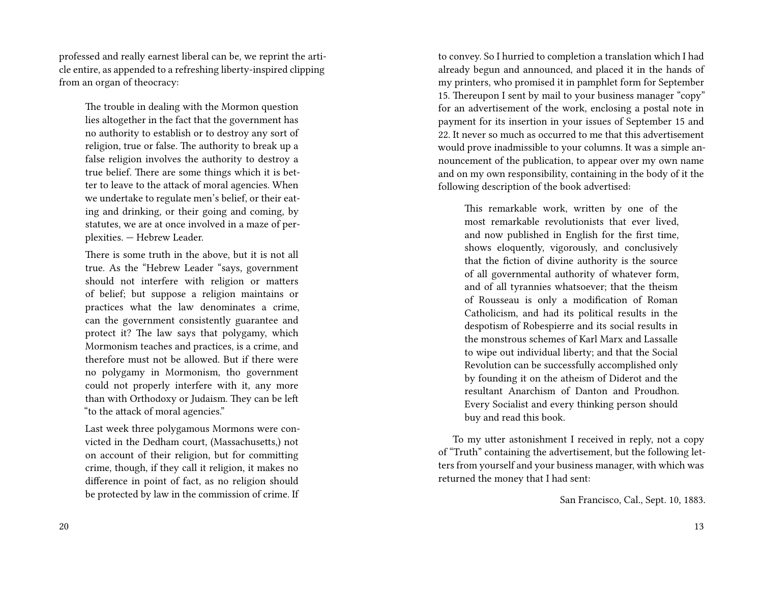professed and really earnest liberal can be, we reprint the article entire, as appended to a refreshing liberty-inspired clipping from an organ of theocracy:

> The trouble in dealing with the Mormon question lies altogether in the fact that the government has no authority to establish or to destroy any sort of religion, true or false. The authority to break up a false religion involves the authority to destroy a true belief. There are some things which it is better to leave to the attack of moral agencies. When we undertake to regulate men's belief, or their eating and drinking, or their going and coming, by statutes, we are at once involved in a maze of perplexities. — Hebrew Leader.
>
> There is some truth in the above, but it is not all true. As the "Hebrew Leader "says, government should not interfere with religion or matters of belief; but suppose a religion maintains or practices what the law denominates a crime, can the government consistently guarantee and protect it? The law says that polygamy, which Mormonism teaches and practices, is a crime, and therefore must not be allowed. But if there were no polygamy in Mormonism, tho government could not properly interfere with it, any more than with Orthodoxy or Judaism. They can be left "to the attack of moral agencies."
>
> Last week three polygamous Mormons were convicted in the Dedham court, (Massachusetts,) not on account of their religion, but for committing crime, though, if they call it religion, it makes no difference in point of fact, as no religion should be protected by law in the commission of crime. If

to convey. So I hurried to completion a translation which I had already begun and announced, and placed it in the hands of my printers, who promised it in pamphlet form for September 15. Thereupon I sent by mail to your business manager "copy" for an advertisement of the work, enclosing a postal note in payment for its insertion in your issues of September 15 and 22. It never so much as occurred to me that this advertisement would prove inadmissible to your columns. It was a simple announcement of the publication, to appear over my own name and on my own responsibility, containing in the body of it the following description of the book advertised:

> This remarkable work, written by one of the most remarkable revolutionists that ever lived, and now published in English for the first time, shows eloquently, vigorously, and conclusively that the fiction of divine authority is the source of all governmental authority of whatever form, and of all tyrannies whatsoever; that the theism of Rousseau is only a modification of Roman Catholicism, and had its political results in the despotism of Robespierre and its social results in the monstrous schemes of Karl Marx and Lassalle to wipe out individual liberty; and that the Social Revolution can be successfully accomplished only by founding it on the atheism of Diderot and the resultant Anarchism of Danton and Proudhon. Every Socialist and every thinking person should buy and read this book.

To my utter astonishment I received in reply, not a copy of "Truth" containing the advertisement, but the following letters from yourself and your business manager, with which was returned the money that I had sent:

San Francisco, Cal., Sept. 10, 1883.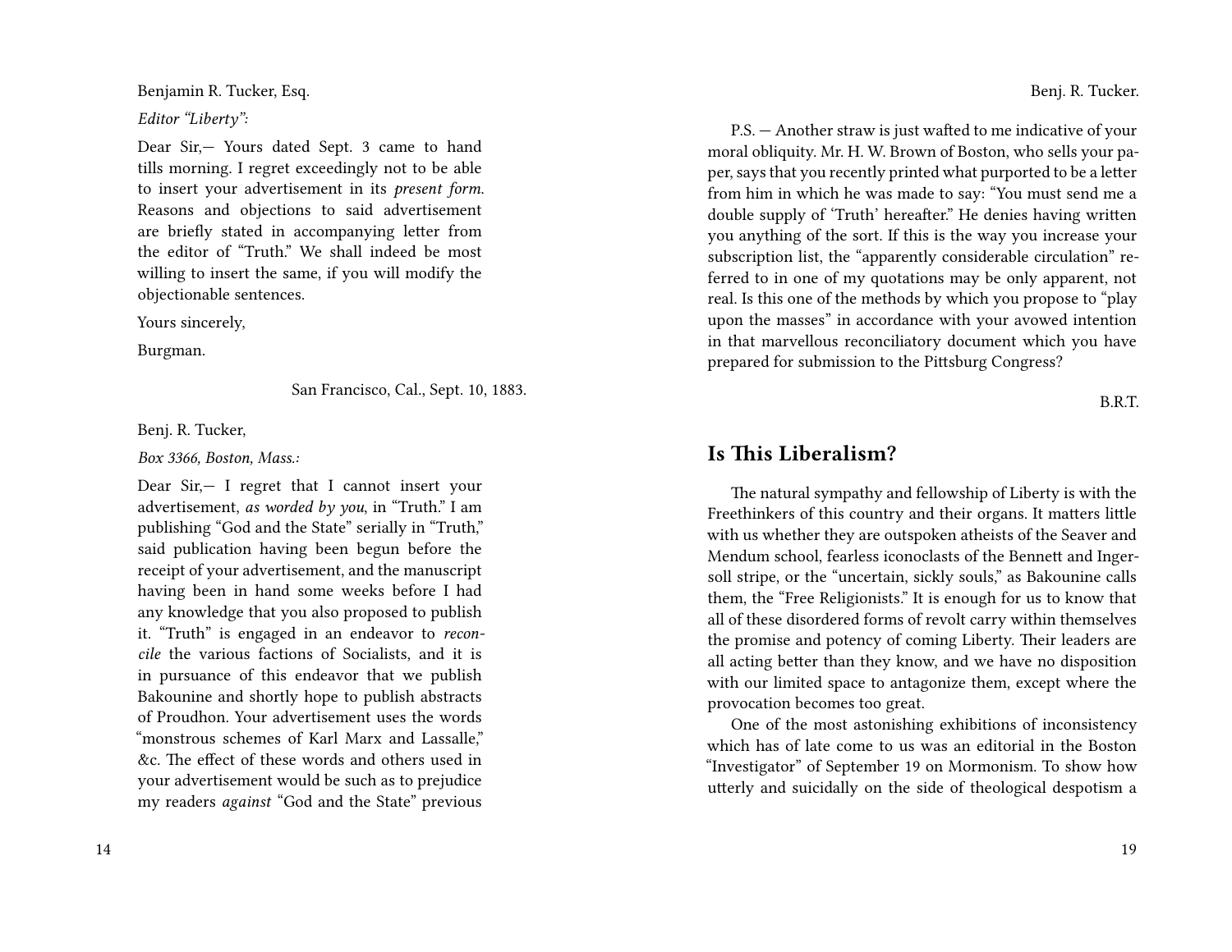Benjamin R. Tucker, Esq.

*Editor "Liberty":*

Dear Sir,— Yours dated Sept. 3 came to hand tills morning. I regret exceedingly not to be able to insert your advertisement in its *present form*. Reasons and objections to said advertisement are briefly stated in accompanying letter from the editor of "Truth." We shall indeed be most willing to insert the same, if you will modify the objectionable sentences.

Yours sincerely,

Burgman.

San Francisco, Cal., Sept. 10, 1883.

Benj. R. Tucker,

*Box 3366, Boston, Mass.:*

Dear Sir,— I regret that I cannot insert your advertisement, *as worded by you*, in "Truth." I am publishing "God and the State" serially in "Truth," said publication having been begun before the receipt of your advertisement, and the manuscript having been in hand some weeks before I had any knowledge that you also proposed to publish it. "Truth" is engaged in an endeavor to *reconcile* the various factions of Socialists, and it is in pursuance of this endeavor that we publish Bakounine and shortly hope to publish abstracts of Proudhon. Your advertisement uses the words "monstrous schemes of Karl Marx and Lassalle," &c. The effect of these words and others used in your advertisement would be such as to prejudice my readers *against* "God and the State" previous

Benj. R. Tucker.

P.S. — Another straw is just wafted to me indicative of your moral obliquity. Mr. H. W. Brown of Boston, who sells your paper, says that you recently printed what purported to be a letter from him in which he was made to say: "You must send me a double supply of 'Truth' hereafter." He denies having written you anything of the sort. If this is the way you increase your subscription list, the "apparently considerable circulation" referred to in one of my quotations may be only apparent, not real. Is this one of the methods by which you propose to "play upon the masses" in accordance with your avowed intention in that marvellous reconciliatory document which you have prepared for submission to the Pittsburg Congress?

B.R.T.

## Is This Liberalism?

The natural sympathy and fellowship of Liberty is with the Freethinkers of this country and their organs. It matters little with us whether they are outspoken atheists of the Seaver and Mendum school, fearless iconoclasts of the Bennett and Ingersoll stripe, or the "uncertain, sickly souls," as Bakounine calls them, the "Free Religionists." It is enough for us to know that all of these disordered forms of revolt carry within themselves the promise and potency of coming Liberty. Their leaders are all acting better than they know, and we have no disposition with our limited space to antagonize them, except where the provocation becomes too great.

One of the most astonishing exhibitions of inconsistency which has of late come to us was an editorial in the Boston "Investigator" of September 19 on Mormonism. To show how utterly and suicidally on the side of theological despotism a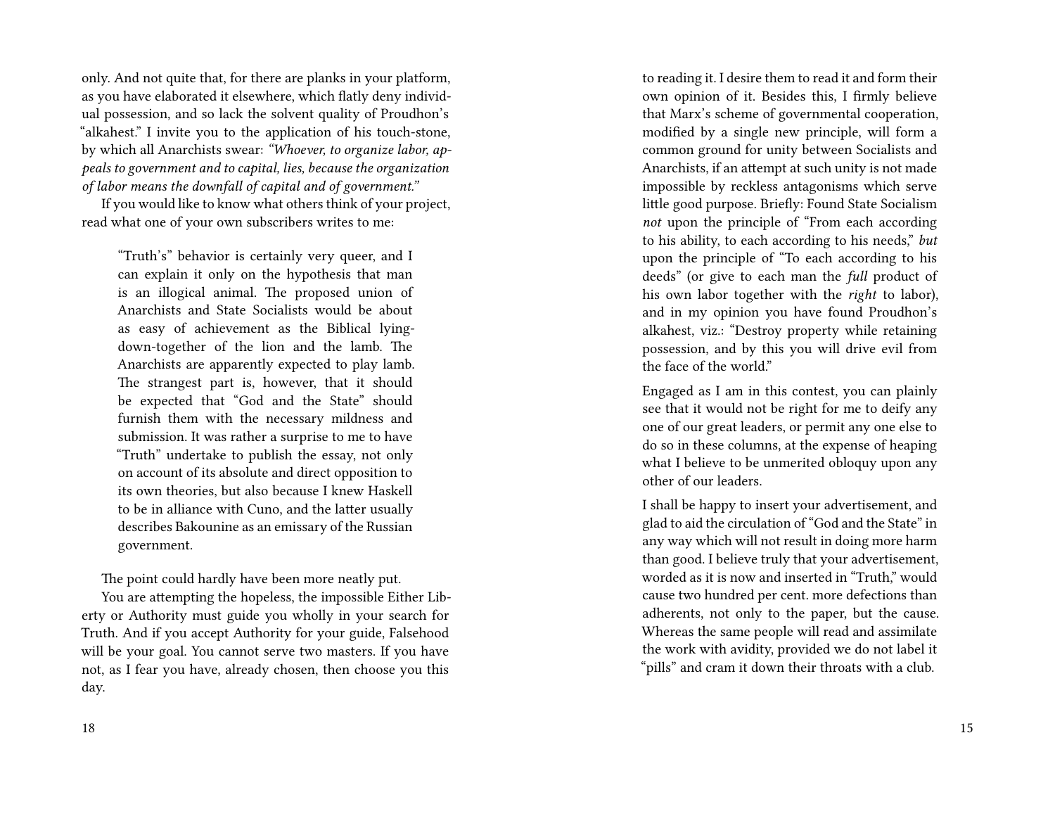only. And not quite that, for there are planks in your platform, as you have elaborated it elsewhere, which flatly deny individual possession, and so lack the solvent quality of Proudhon's "alkahest." I invite you to the application of his touch-stone, by which all Anarchists swear: *"Whoever, to organize labor, appeals to government and to capital, lies, because the organization of labor means the downfall of capital and of government."*

If you would like to know what others think of your project, read what one of your own subscribers writes to me:

> "Truth's" behavior is certainly very queer, and I can explain it only on the hypothesis that man is an illogical animal. The proposed union of Anarchists and State Socialists would be about as easy of achievement as the Biblical lying-down-together of the lion and the lamb. The Anarchists are apparently expected to play lamb. The strangest part is, however, that it should be expected that "God and the State" should furnish them with the necessary mildness and submission. It was rather a surprise to me to have "Truth" undertake to publish the essay, not only on account of its absolute and direct opposition to its own theories, but also because I knew Haskell to be in alliance with Cuno, and the latter usually describes Bakounine as an emissary of the Russian government.

The point could hardly have been more neatly put.

You are attempting the hopeless, the impossible Either Liberty or Authority must guide you wholly in your search for Truth. And if you accept Authority for your guide, Falsehood will be your goal. You cannot serve two masters. If you have not, as I fear you have, already chosen, then choose you this day.

to reading it. I desire them to read it and form their own opinion of it. Besides this, I firmly believe that Marx's scheme of governmental cooperation, modified by a single new principle, will form a common ground for unity between Socialists and Anarchists, if an attempt at such unity is not made impossible by reckless antagonisms which serve little good purpose. Briefly: Found State Socialism *not* upon the principle of "From each according to his ability, to each according to his needs," *but* upon the principle of "To each according to his deeds" (or give to each man the *full* product of his own labor together with the *right* to labor), and in my opinion you have found Proudhon's alkahest, viz.: "Destroy property while retaining possession, and by this you will drive evil from the face of the world."

Engaged as I am in this contest, you can plainly see that it would not be right for me to deify any one of our great leaders, or permit any one else to do so in these columns, at the expense of heaping what I believe to be unmerited obloquy upon any other of our leaders.

I shall be happy to insert your advertisement, and glad to aid the circulation of "God and the State" in any way which will not result in doing more harm than good. I believe truly that your advertisement, worded as it is now and inserted in "Truth," would cause two hundred per cent. more defections than adherents, not only to the paper, but the cause. Whereas the same people will read and assimilate the work with avidity, provided we do not label it "pills" and cram it down their throats with a club.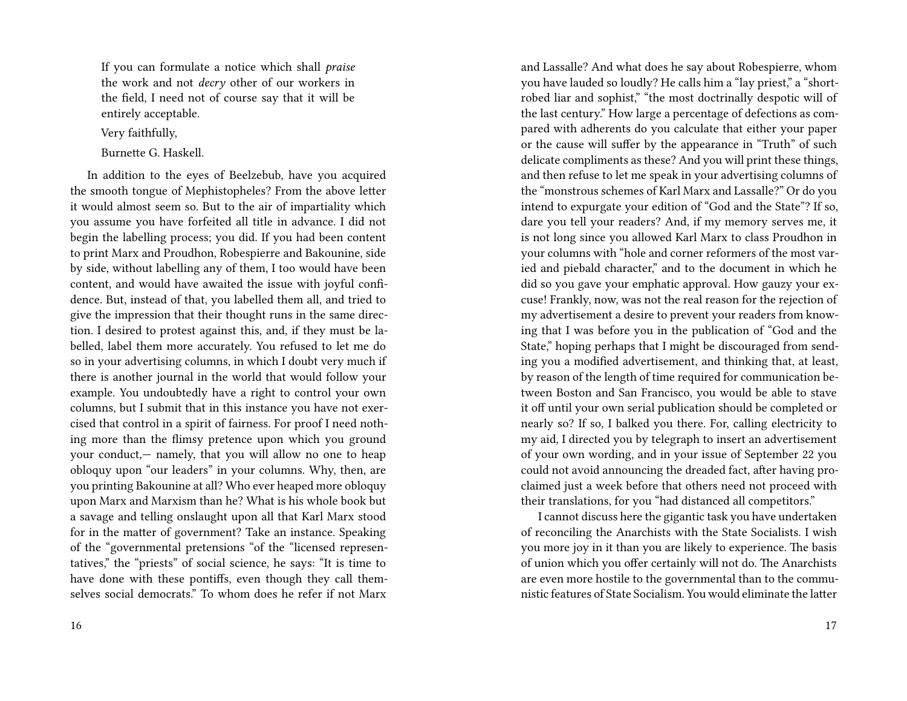> If you can formulate a notice which shall *praise* the work and not *decry* other of our workers in the field, I need not of course say that it will be entirely acceptable.
>
> Very faithfully,
>
> Burnette G. Haskell.

In addition to the eyes of Beelzebub, have you acquired the smooth tongue of Mephistopheles? From the above letter it would almost seem so. But to the air of impartiality which you assume you have forfeited all title in advance. I did not begin the labelling process; you did. If you had been content to print Marx and Proudhon, Robespierre and Bakounine, side by side, without labelling any of them, I too would have been content, and would have awaited the issue with joyful confidence. But, instead of that, you labelled them all, and tried to give the impression that their thought runs in the same direction. I desired to protest against this, and, if they must be labelled, label them more accurately. You refused to let me do so in your advertising columns, in which I doubt very much if there is another journal in the world that would follow your example. You undoubtedly have a right to control your own columns, but I submit that in this instance you have not exercised that control in a spirit of fairness. For proof I need nothing more than the flimsy pretence upon which you ground your conduct,— namely, that you will allow no one to heap obloquy upon "our leaders" in your columns. Why, then, are you printing Bakounine at all? Who ever heaped more obloquy upon Marx and Marxism than he? What is his whole book but a savage and telling onslaught upon all that Karl Marx stood for in the matter of government? Take an instance. Speaking of the "governmental pretensions "of the "licensed representatives," the "priests" of social science, he says: "It is time to have done with these pontiffs, even though they call themselves social democrats." To whom does he refer if not Marx and Lassalle? And what does he say about Robespierre, whom you have lauded so loudly? He calls him a "lay priest," a "short-robed liar and sophist," "the most doctrinally despotic will of the last century." How large a percentage of defections as compared with adherents do you calculate that either your paper or the cause will suffer by the appearance in "Truth" of such delicate compliments as these? And you will print these things, and then refuse to let me speak in your advertising columns of the "monstrous schemes of Karl Marx and Lassalle?" Or do you intend to expurgate your edition of "God and the State"? If so, dare you tell your readers? And, if my memory serves me, it is not long since you allowed Karl Marx to class Proudhon in your columns with "hole and corner reformers of the most varied and piebald character," and to the document in which he did so you gave your emphatic approval. How gauzy your excuse! Frankly, now, was not the real reason for the rejection of my advertisement a desire to prevent your readers from knowing that I was before you in the publication of "God and the State," hoping perhaps that I might be discouraged from sending you a modified advertisement, and thinking that, at least, by reason of the length of time required for communication between Boston and San Francisco, you would be able to stave it off until your own serial publication should be completed or nearly so? If so, I balked you there. For, calling electricity to my aid, I directed you by telegraph to insert an advertisement of your own wording, and in your issue of September 22 you could not avoid announcing the dreaded fact, after having proclaimed just a week before that others need not proceed with their translations, for you "had distanced all competitors."

I cannot discuss here the gigantic task you have undertaken of reconciling the Anarchists with the State Socialists. I wish you more joy in it than you are likely to experience. The basis of union which you offer certainly will not do. The Anarchists are even more hostile to the governmental than to the communistic features of State Socialism. You would eliminate the latter